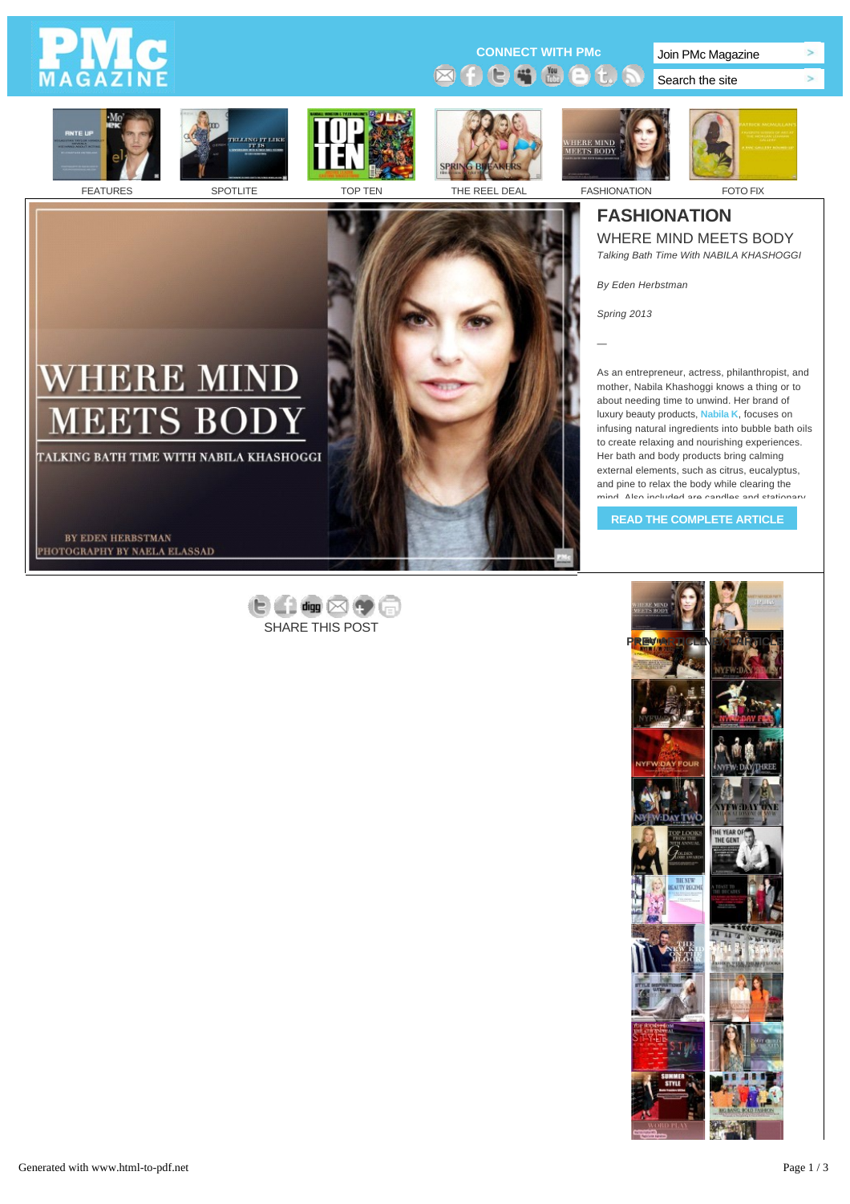# PMc MAGAZINE

CONNECT WITH PMc

Join PMc Magazine

Search the site

FEATURES | SPOTLITE | TOP TEN | THE REEL DEAL | FASHIONATION | FOTO FIX

## FASHIONATION

### WHERE MIND MEETS BODY

*Talking Bath Time With NABILA KHASHOGGI*

*By Eden Herbstman*

*Spring 2013*

—

As an entrepreneur, actress, philanthropist, and mother, Nabila Khashoggi knows a thing or to about needing time to unwind. Her brand of luxury beauty products, Nabila K, focuses on infusing natural ingredients into bubble bath oils to create relaxing and nourishing experiences. Her bath and body products bring calming external elements, such as citrus, eucalyptus, and pine to relax the body while clearing the mind. Also included are candles and stationary

READ THE COMPLETE ARTICLE

SHARE THIS POST

PREVIOUS ARTICLE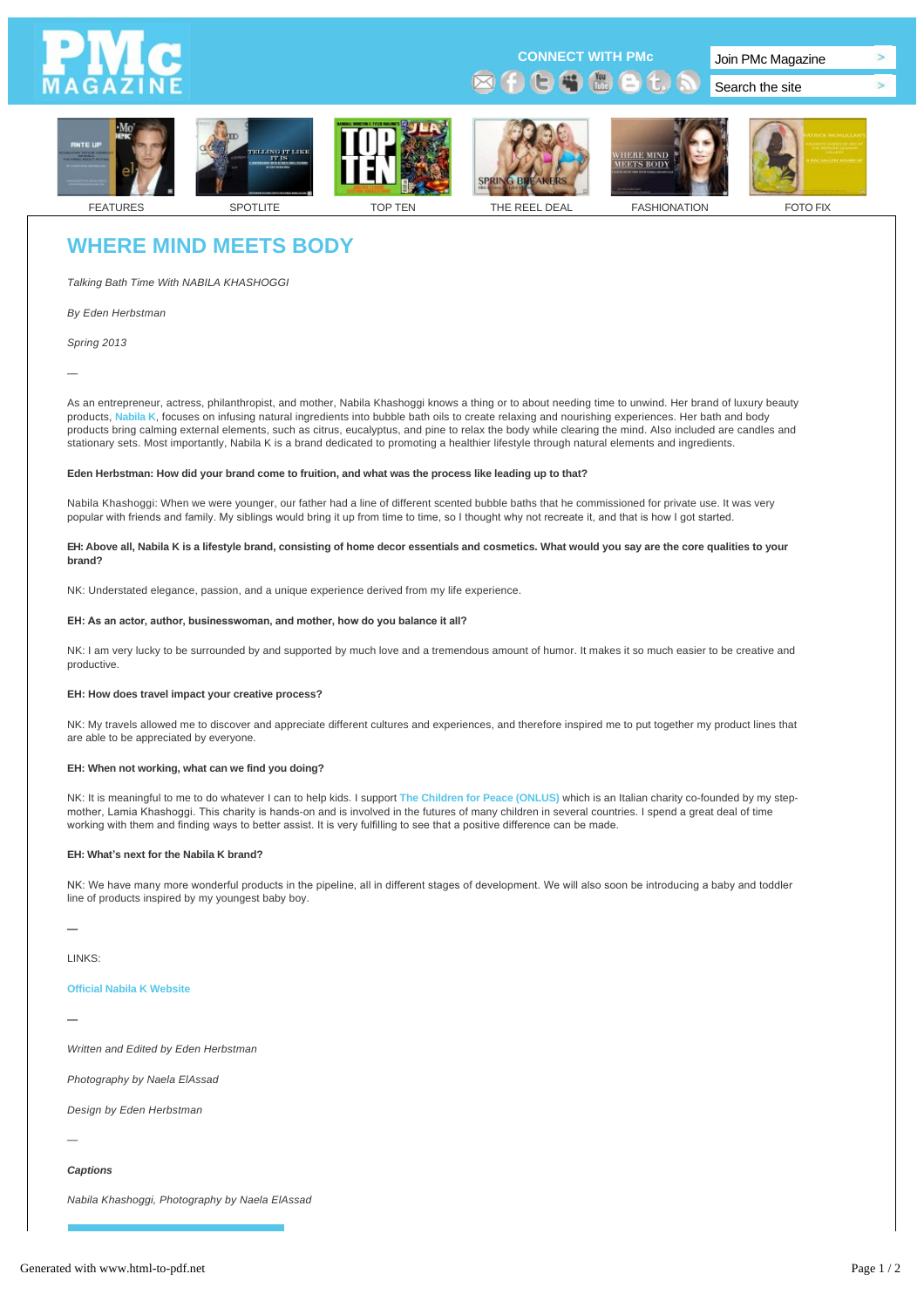CONNECT WITH PMc

Join PMc Magazine

Search the site

FEATURES

SPOTLITE

TOP TEN

THE REEL DEAL

FASHIONATION

FOTO FIX

# WHERE MIND MEETS BODY

*Talking Bath Time With NABILA KHASHOGGI*

*By Eden Herbstman*

*Spring 2013*

—

As an entrepreneur, actress, philanthropist, and mother, Nabila Khashoggi knows a thing or to about needing time to unwind. Her brand of luxury beauty products, Nabila K, focuses on infusing natural ingredients into bubble bath oils to create relaxing and nourishing experiences. Her bath and body products bring calming external elements, such as citrus, eucalyptus, and pine to relax the body while clearing the mind. Also included are candles and stationary sets. Most importantly, Nabila K is a brand dedicated to promoting a healthier lifestyle through natural elements and ingredients.

**Eden Herbstman: How did your brand come to fruition, and what was the process like leading up to that?**

Nabila Khashoggi: When we were younger, our father had a line of different scented bubble baths that he commissioned for private use. It was very popular with friends and family. My siblings would bring it up from time to time, so I thought why not recreate it, and that is how I got started.

**EH: Above all, Nabila K is a lifestyle brand, consisting of home decor essentials and cosmetics. What would you say are the core qualities to your brand?**

NK: Understated elegance, passion, and a unique experience derived from my life experience.

**EH: As an actor, author, businesswoman, and mother, how do you balance it all?**

NK: I am very lucky to be surrounded by and supported by much love and a tremendous amount of humor. It makes it so much easier to be creative and productive.

**EH: How does travel impact your creative process?**

NK: My travels allowed me to discover and appreciate different cultures and experiences, and therefore inspired me to put together my product lines that are able to be appreciated by everyone.

**EH: When not working, what can we find you doing?**

NK: It is meaningful to me to do whatever I can to help kids. I support The Children for Peace (ONLUS) which is an Italian charity co-founded by my step-mother, Lamia Khashoggi. This charity is hands-on and is involved in the futures of many children in several countries. I spend a great deal of time working with them and finding ways to better assist. It is very fulfilling to see that a positive difference can be made.

**EH: What's next for the Nabila K brand?**

NK: We have many more wonderful products in the pipeline, all in different stages of development. We will also soon be introducing a baby and toddler line of products inspired by my youngest baby boy.

—

LINKS:

**Official Nabila K Website**

—

*Written and Edited by Eden Herbstman*

*Photography by Naela ElAssad*

*Design by Eden Herbstman*

—

***Captions***

*Nabila Khashoggi, Photography by Naela ElAssad*